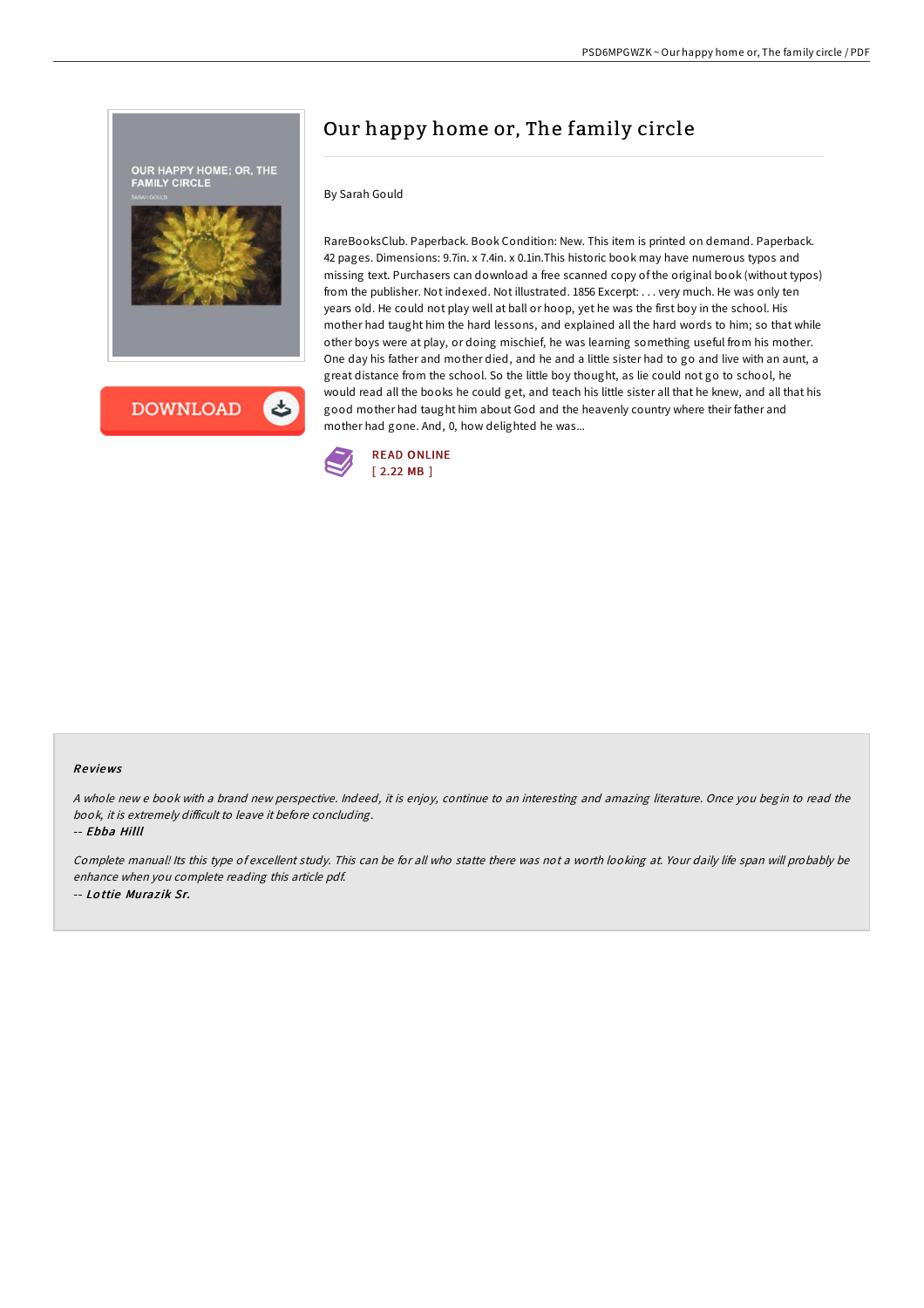# Our happy home or, The family circle

By Sarah Gould

RareBooksClub. Paperback. Book Condition: New. This item is printed on demand. Paperback. 42 pages. Dimensions: 9.7in. x 7.4in. x 0.1in.This historic book may have numerous typos and missing text. Purchasers can download a free scanned copy of the original book (without typos) from the publisher. Not indexed. Not illustrated. 1856 Excerpt: . . . very much. He was only ten years old. He could not play well at ball or hoop, yet he was the first boy in the school. His mother had taught him the hard lessons, and explained all the hard words to him; so that while other boys were at play, or doing mischief, he was learning something useful from his mother. One day his father and mother died, and he and a little sister had to go and live with an aunt, a great distance from the school. So the little boy thought, as lie could not go to school, he would read all the books he could get, and teach his little sister all that he knew, and all that his good mother had taught him about God and the heavenly country where their father and mother had gone. And, 0, how delighted he was...

READ ONLINE
[ 2.22 MB ]

## Reviews

*A whole new e book with a brand new perspective. Indeed, it is enjoy, continue to an interesting and amazing literature. Once you begin to read the book, it is extremely difficult to leave it before concluding.*

-- *Ebba Hilll*

*Complete manual! Its this type of excellent study. This can be for all who statte there was not a worth looking at. Your daily life span will probably be enhance when you complete reading this article pdf.*

-- *Lottie Murazik Sr.*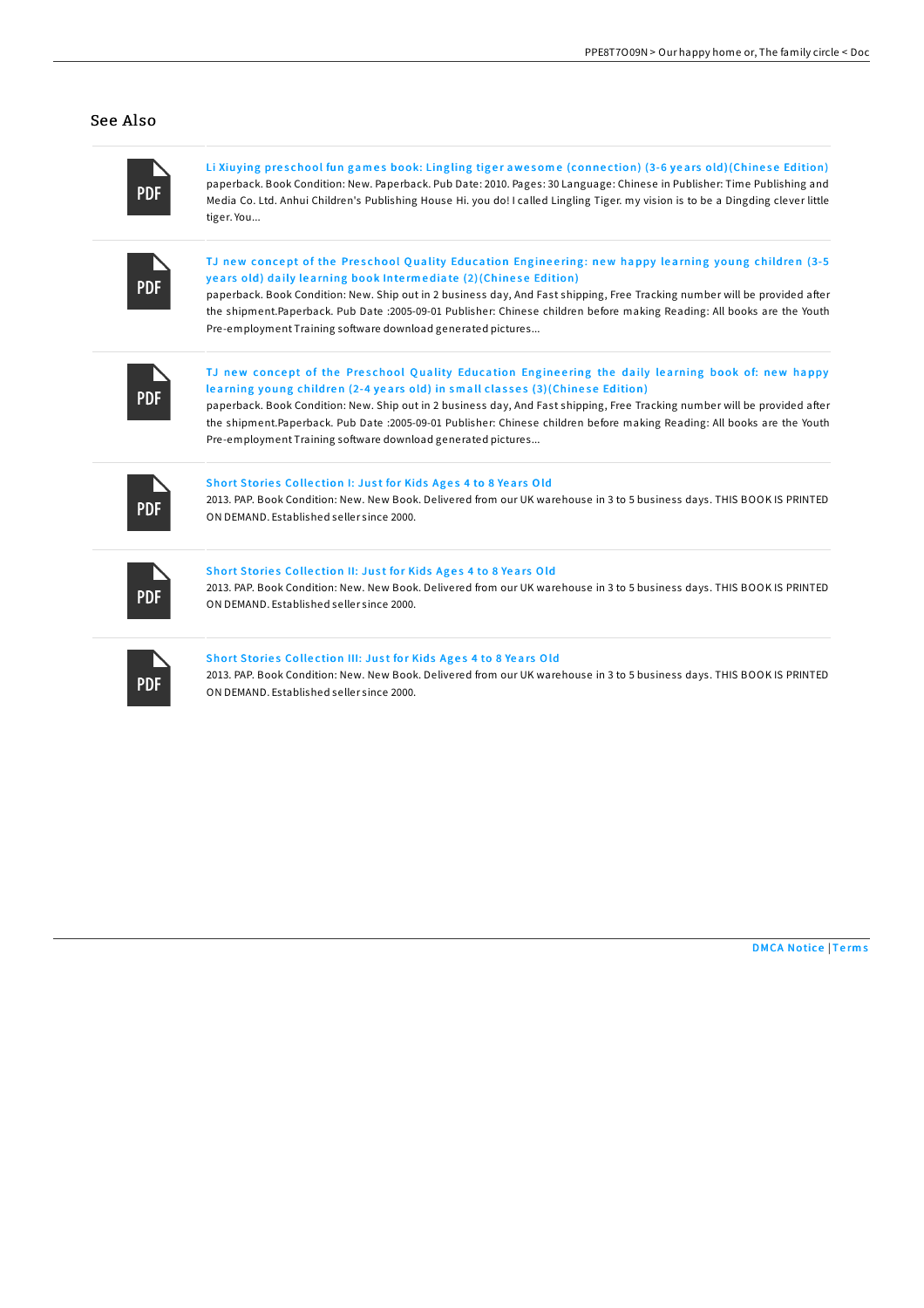## See Also

PDF

**Li Xiuying preschool fun games book: Lingling tiger awesome (connection) (3-6 years old)(Chinese Edition)**

paperback. Book Condition: New. Paperback. Pub Date: 2010. Pages: 30 Language: Chinese in Publisher: Time Publishing and Media Co. Ltd. Anhui Children's Publishing House Hi. you do! I called Lingling Tiger. my vision is to be a Dingding clever little tiger. You...

PDF

**TJ new concept of the Preschool Quality Education Engineering: new happy learning young children (3-5 years old) daily learning book Intermediate (2)(Chinese Edition)**

paperback. Book Condition: New. Ship out in 2 business day, And Fast shipping, Free Tracking number will be provided after the shipment.Paperback. Pub Date :2005-09-01 Publisher: Chinese children before making Reading: All books are the Youth Pre-employment Training software download generated pictures...

PDF

**TJ new concept of the Preschool Quality Education Engineering the daily learning book of: new happy learning young children (2-4 years old) in small classes (3)(Chinese Edition)**

paperback. Book Condition: New. Ship out in 2 business day, And Fast shipping, Free Tracking number will be provided after the shipment.Paperback. Pub Date :2005-09-01 Publisher: Chinese children before making Reading: All books are the Youth Pre-employment Training software download generated pictures...

PDF

**Short Stories Collection I: Just for Kids Ages 4 to 8 Years Old**

2013. PAP. Book Condition: New. New Book. Delivered from our UK warehouse in 3 to 5 business days. THIS BOOK IS PRINTED ON DEMAND. Established seller since 2000.

PDF

**Short Stories Collection II: Just for Kids Ages 4 to 8 Years Old**

2013. PAP. Book Condition: New. New Book. Delivered from our UK warehouse in 3 to 5 business days. THIS BOOK IS PRINTED ON DEMAND. Established seller since 2000.

PDF

**Short Stories Collection III: Just for Kids Ages 4 to 8 Years Old**

2013. PAP. Book Condition: New. New Book. Delivered from our UK warehouse in 3 to 5 business days. THIS BOOK IS PRINTED ON DEMAND. Established seller since 2000.